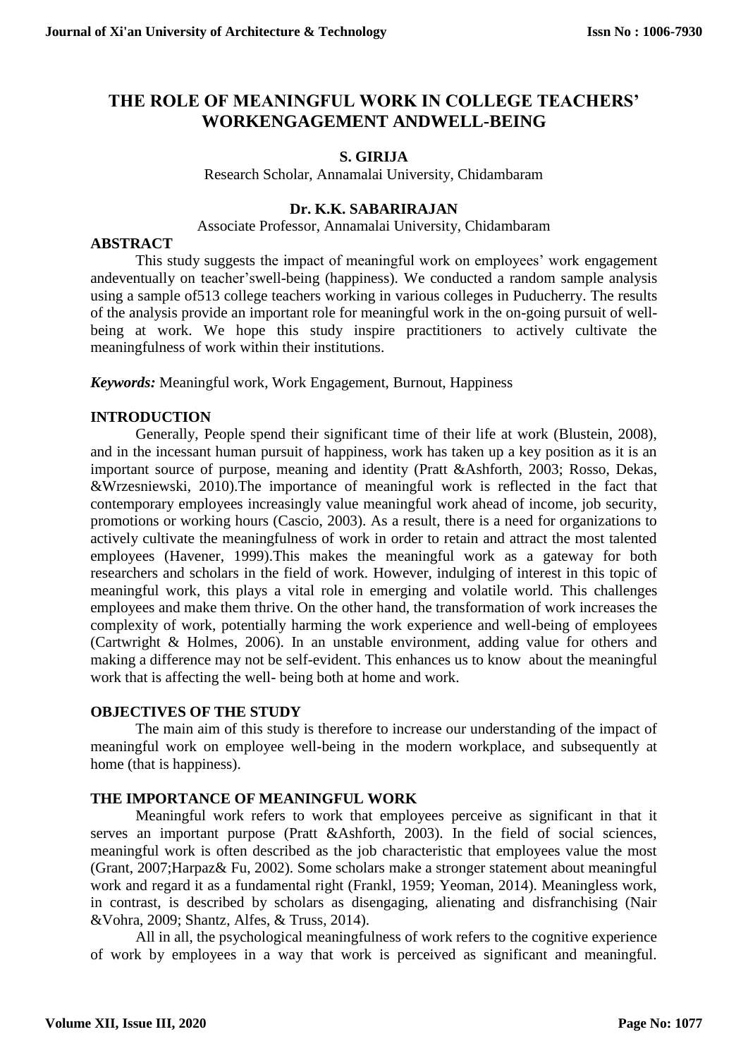# THE ROLE OF MEANINGFUL WORK IN COLLEGE TEACHERS' WORKENGAGEMENT ANDWELL-BEING

**S. GIRIJA**

Research Scholar, Annamalai University, Chidambaram

**Dr. K.K. SABARIRAJAN**

Associate Professor, Annamalai University, Chidambaram

## ABSTRACT

This study suggests the impact of meaningful work on employees' work engagement andeventually on teacher'swell-being (happiness). We conducted a random sample analysis using a sample of513 college teachers working in various colleges in Puducherry. The results of the analysis provide an important role for meaningful work in the on-going pursuit of well-being at work. We hope this study inspire practitioners to actively cultivate the meaningfulness of work within their institutions.

***Keywords:*** Meaningful work, Work Engagement, Burnout, Happiness

## INTRODUCTION

Generally, People spend their significant time of their life at work (Blustein, 2008), and in the incessant human pursuit of happiness, work has taken up a key position as it is an important source of purpose, meaning and identity (Pratt &Ashforth, 2003; Rosso, Dekas, &Wrzesniewski, 2010).The importance of meaningful work is reflected in the fact that contemporary employees increasingly value meaningful work ahead of income, job security, promotions or working hours (Cascio, 2003). As a result, there is a need for organizations to actively cultivate the meaningfulness of work in order to retain and attract the most talented employees (Havener, 1999).This makes the meaningful work as a gateway for both researchers and scholars in the field of work. However, indulging of interest in this topic of meaningful work, this plays a vital role in emerging and volatile world. This challenges employees and make them thrive. On the other hand, the transformation of work increases the complexity of work, potentially harming the work experience and well-being of employees (Cartwright & Holmes, 2006). In an unstable environment, adding value for others and making a difference may not be self-evident. This enhances us to know about the meaningful work that is affecting the well- being both at home and work.

## OBJECTIVES OF THE STUDY

The main aim of this study is therefore to increase our understanding of the impact of meaningful work on employee well-being in the modern workplace, and subsequently at home (that is happiness).

## THE IMPORTANCE OF MEANINGFUL WORK

Meaningful work refers to work that employees perceive as significant in that it serves an important purpose (Pratt &Ashforth, 2003). In the field of social sciences, meaningful work is often described as the job characteristic that employees value the most (Grant, 2007;Harpaz& Fu, 2002). Some scholars make a stronger statement about meaningful work and regard it as a fundamental right (Frankl, 1959; Yeoman, 2014). Meaningless work, in contrast, is described by scholars as disengaging, alienating and disfranchising (Nair &Vohra, 2009; Shantz, Alfes, & Truss, 2014).

All in all, the psychological meaningfulness of work refers to the cognitive experience of work by employees in a way that work is perceived as significant and meaningful.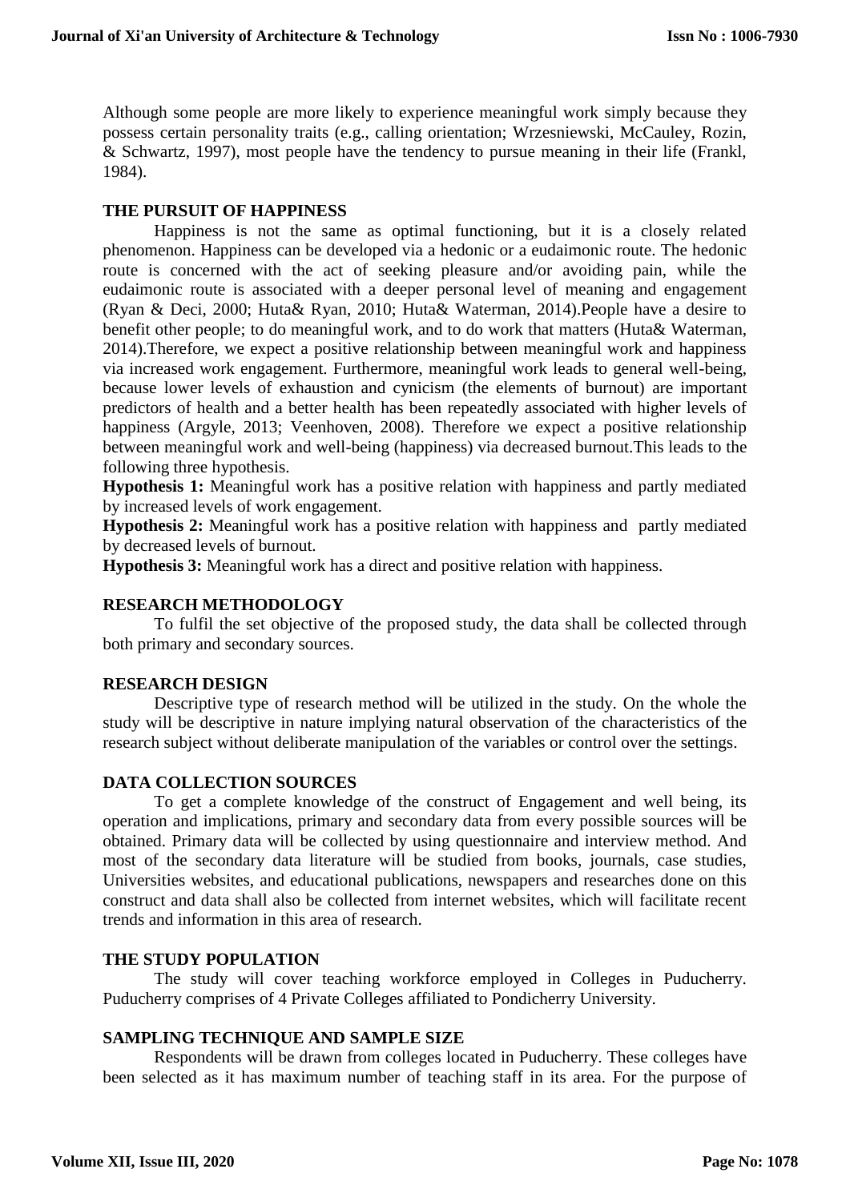Although some people are more likely to experience meaningful work simply because they possess certain personality traits (e.g., calling orientation; Wrzesniewski, McCauley, Rozin, & Schwartz, 1997), most people have the tendency to pursue meaning in their life (Frankl, 1984).

## THE PURSUIT OF HAPPINESS

Happiness is not the same as optimal functioning, but it is a closely related phenomenon. Happiness can be developed via a hedonic or a eudaimonic route. The hedonic route is concerned with the act of seeking pleasure and/or avoiding pain, while the eudaimonic route is associated with a deeper personal level of meaning and engagement (Ryan & Deci, 2000; Huta& Ryan, 2010; Huta& Waterman, 2014).People have a desire to benefit other people; to do meaningful work, and to do work that matters (Huta& Waterman, 2014).Therefore, we expect a positive relationship between meaningful work and happiness via increased work engagement. Furthermore, meaningful work leads to general well-being, because lower levels of exhaustion and cynicism (the elements of burnout) are important predictors of health and a better health has been repeatedly associated with higher levels of happiness (Argyle, 2013; Veenhoven, 2008). Therefore we expect a positive relationship between meaningful work and well-being (happiness) via decreased burnout.This leads to the following three hypothesis.

**Hypothesis 1:** Meaningful work has a positive relation with happiness and partly mediated by increased levels of work engagement.

**Hypothesis 2:** Meaningful work has a positive relation with happiness and partly mediated by decreased levels of burnout.

**Hypothesis 3:** Meaningful work has a direct and positive relation with happiness.

## RESEARCH METHODOLOGY

To fulfil the set objective of the proposed study, the data shall be collected through both primary and secondary sources.

## RESEARCH DESIGN

Descriptive type of research method will be utilized in the study. On the whole the study will be descriptive in nature implying natural observation of the characteristics of the research subject without deliberate manipulation of the variables or control over the settings.

## DATA COLLECTION SOURCES

To get a complete knowledge of the construct of Engagement and well being, its operation and implications, primary and secondary data from every possible sources will be obtained. Primary data will be collected by using questionnaire and interview method. And most of the secondary data literature will be studied from books, journals, case studies, Universities websites, and educational publications, newspapers and researches done on this construct and data shall also be collected from internet websites, which will facilitate recent trends and information in this area of research.

## THE STUDY POPULATION

The study will cover teaching workforce employed in Colleges in Puducherry. Puducherry comprises of 4 Private Colleges affiliated to Pondicherry University.

## SAMPLING TECHNIQUE AND SAMPLE SIZE

Respondents will be drawn from colleges located in Puducherry. These colleges have been selected as it has maximum number of teaching staff in its area. For the purpose of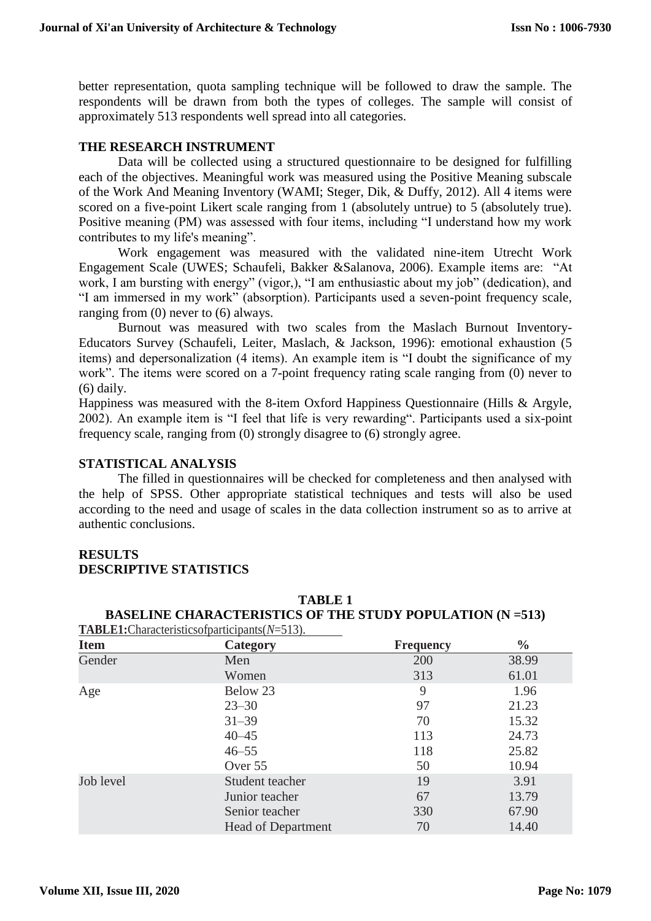better representation, quota sampling technique will be followed to draw the sample. The respondents will be drawn from both the types of colleges. The sample will consist of approximately 513 respondents well spread into all categories.

## THE RESEARCH INSTRUMENT

Data will be collected using a structured questionnaire to be designed for fulfilling each of the objectives. Meaningful work was measured using the Positive Meaning subscale of the Work And Meaning Inventory (WAMI; Steger, Dik, & Duffy, 2012). All 4 items were scored on a five-point Likert scale ranging from 1 (absolutely untrue) to 5 (absolutely true). Positive meaning (PM) was assessed with four items, including "I understand how my work contributes to my life's meaning".

Work engagement was measured with the validated nine-item Utrecht Work Engagement Scale (UWES; Schaufeli, Bakker &Salanova, 2006). Example items are: "At work, I am bursting with energy" (vigor,), "I am enthusiastic about my job" (dedication), and "I am immersed in my work" (absorption). Participants used a seven-point frequency scale, ranging from (0) never to (6) always.

Burnout was measured with two scales from the Maslach Burnout Inventory-Educators Survey (Schaufeli, Leiter, Maslach, & Jackson, 1996): emotional exhaustion (5 items) and depersonalization (4 items). An example item is "I doubt the significance of my work". The items were scored on a 7-point frequency rating scale ranging from (0) never to (6) daily.

Happiness was measured with the 8-item Oxford Happiness Questionnaire (Hills & Argyle, 2002). An example item is "I feel that life is very rewarding". Participants used a six-point frequency scale, ranging from (0) strongly disagree to (6) strongly agree.

## STATISTICAL ANALYSIS

The filled in questionnaires will be checked for completeness and then analysed with the help of SPSS. Other appropriate statistical techniques and tests will also be used according to the need and usage of scales in the data collection instrument so as to arrive at authentic conclusions.

## RESULTS

## DESCRIPTIVE STATISTICS

**TABLE 1**
**BASELINE CHARACTERISTICS OF THE STUDY POPULATION (N =513)**

**TABLE1:** Characteristicsofparticipants(*N*=513).

| Item | Category | Frequency | % |
|---|---|---|---|
| Gender | Men | 200 | 38.99 |
| | Women | 313 | 61.01 |
| Age | Below 23 | 9 | 1.96 |
| | 23–30 | 97 | 21.23 |
| | 31–39 | 70 | 15.32 |
| | 40–45 | 113 | 24.73 |
| | 46–55 | 118 | 25.82 |
| | Over 55 | 50 | 10.94 |
| Job level | Student teacher | 19 | 3.91 |
| | Junior teacher | 67 | 13.79 |
| | Senior teacher | 330 | 67.90 |
| | Head of Department | 70 | 14.40 |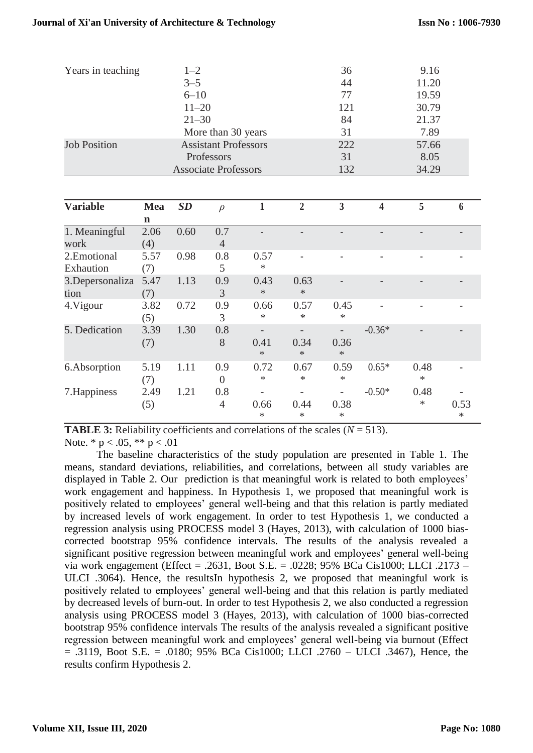| | | | |
|---|---|---|---|
| Years in teaching | 1–2 | 36 | 9.16 |
| | 3–5 | 44 | 11.20 |
| | 6–10 | 77 | 19.59 |
| | 11–20 | 121 | 30.79 |
| | 21–30 | 84 | 21.37 |
| | More than 30 years | 31 | 7.89 |
| Job Position | Assistant Professors | 222 | 57.66 |
| | Professors | 31 | 8.05 |
| | Associate Professors | 132 | 34.29 |

| **Variable** | **Mean** | ***SD*** | *ρ* | **1** | **2** | **3** | **4** | **5** | **6** |
|---|---|---|---|---|---|---|---|---|---|
| 1. Meaningful work | 2.06 (4) | 0.60 | 0.74 | - | - | - | - | - | - |
| 2.Emotional Exhaution | 5.57 (7) | 0.98 | 0.85 | 0.57* | - | - | - | - | - |
| 3.Depersonalization | 5.47 (7) | 1.13 | 0.93 | 0.43* | 0.63* | - | - | - | - |
| 4.Vigour | 3.82 (5) | 0.72 | 0.93 | 0.66* | 0.57* | 0.45* | - | - | - |
| 5. Dedication | 3.39 (7) | 1.30 | 0.88 | -0.41* | -0.34* | -0.36* | -0.36* | - | - |
| 6.Absorption | 5.19 (7) | 1.11 | 0.90 | 0.72* | 0.67* | 0.59* | 0.65* | 0.48* | - |
| 7.Happiness | 2.49 (5) | 1.21 | 0.84 | -0.66* | -0.44* | -0.38* | -0.50* | 0.48* | -0.53* |

**TABLE 3:** Reliability coefficients and correlations of the scales (*N* = 513).

Note. * p < .05, ** p < .01

The baseline characteristics of the study population are presented in Table 1. The means, standard deviations, reliabilities, and correlations, between all study variables are displayed in Table 2. Our prediction is that meaningful work is related to both employees' work engagement and happiness. In Hypothesis 1, we proposed that meaningful work is positively related to employees' general well-being and that this relation is partly mediated by increased levels of work engagement. In order to test Hypothesis 1, we conducted a regression analysis using PROCESS model 3 (Hayes, 2013), with calculation of 1000 bias-corrected bootstrap 95% confidence intervals. The results of the analysis revealed a significant positive regression between meaningful work and employees' general well-being via work engagement (Effect = .2631, Boot S.E. = .0228; 95% BCa Cis1000; LLCI .2173 – ULCI .3064). Hence, the resultsIn hypothesis 2, we proposed that meaningful work is positively related to employees' general well-being and that this relation is partly mediated by decreased levels of burn-out. In order to test Hypothesis 2, we also conducted a regression analysis using PROCESS model 3 (Hayes, 2013), with calculation of 1000 bias-corrected bootstrap 95% confidence intervals The results of the analysis revealed a significant positive regression between meaningful work and employees' general well-being via burnout (Effect = .3119, Boot S.E. = .0180; 95% BCa Cis1000; LLCI .2760 – ULCI .3467), Hence, the results confirm Hypothesis 2.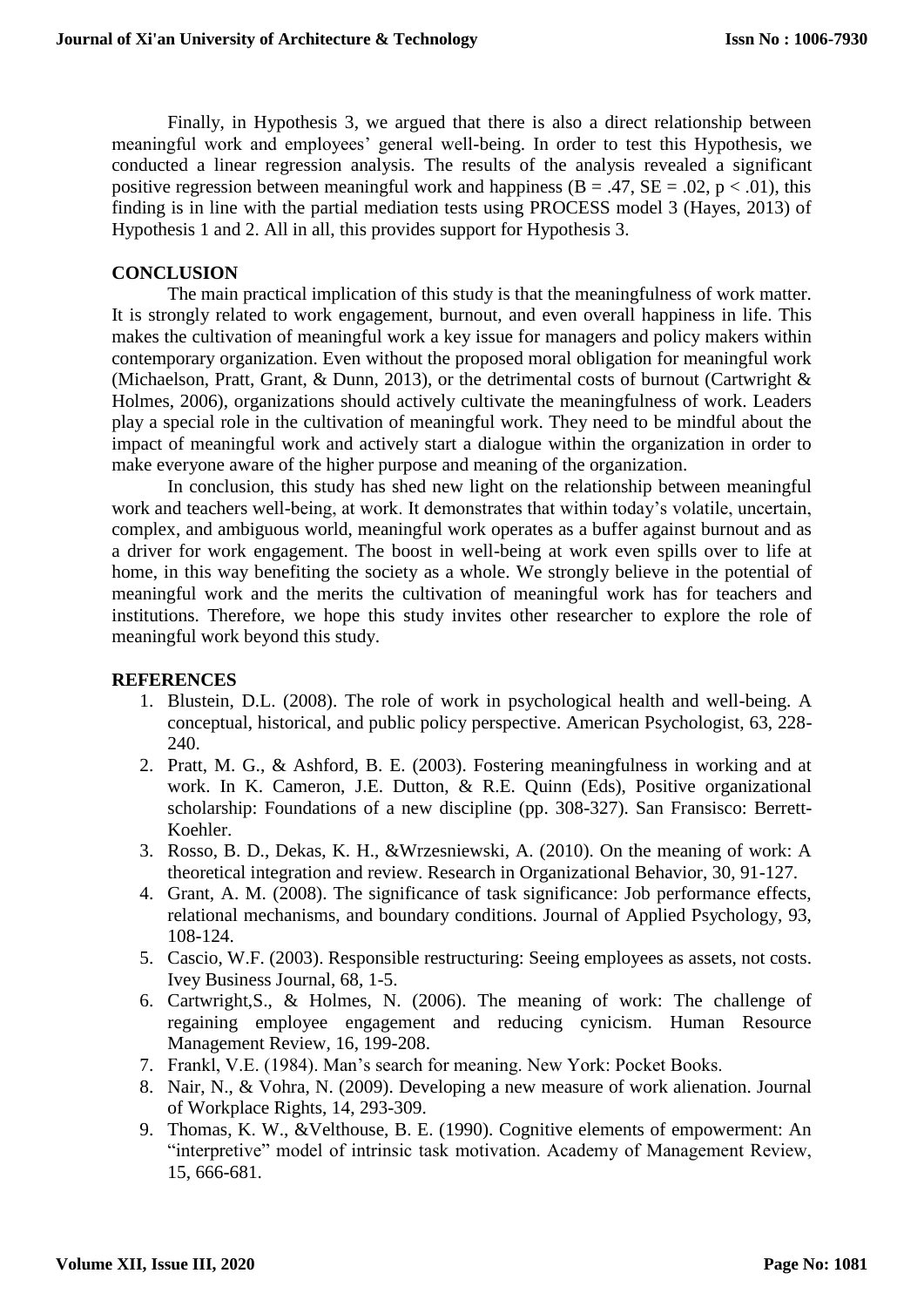Finally, in Hypothesis 3, we argued that there is also a direct relationship between meaningful work and employees' general well-being. In order to test this Hypothesis, we conducted a linear regression analysis. The results of the analysis revealed a significant positive regression between meaningful work and happiness ($B = .47$, $SE = .02$, $p < .01$), this finding is in line with the partial mediation tests using PROCESS model 3 (Hayes, 2013) of Hypothesis 1 and 2. All in all, this provides support for Hypothesis 3.

## CONCLUSION

The main practical implication of this study is that the meaningfulness of work matter. It is strongly related to work engagement, burnout, and even overall happiness in life. This makes the cultivation of meaningful work a key issue for managers and policy makers within contemporary organization. Even without the proposed moral obligation for meaningful work (Michaelson, Pratt, Grant, & Dunn, 2013), or the detrimental costs of burnout (Cartwright & Holmes, 2006), organizations should actively cultivate the meaningfulness of work. Leaders play a special role in the cultivation of meaningful work. They need to be mindful about the impact of meaningful work and actively start a dialogue within the organization in order to make everyone aware of the higher purpose and meaning of the organization.

In conclusion, this study has shed new light on the relationship between meaningful work and teachers well-being, at work. It demonstrates that within today's volatile, uncertain, complex, and ambiguous world, meaningful work operates as a buffer against burnout and as a driver for work engagement. The boost in well-being at work even spills over to life at home, in this way benefiting the society as a whole. We strongly believe in the potential of meaningful work and the merits the cultivation of meaningful work has for teachers and institutions. Therefore, we hope this study invites other researcher to explore the role of meaningful work beyond this study.

## REFERENCES

1. Blustein, D.L. (2008). The role of work in psychological health and well-being. A conceptual, historical, and public policy perspective. American Psychologist, 63, 228-240.
2. Pratt, M. G., & Ashford, B. E. (2003). Fostering meaningfulness in working and at work. In K. Cameron, J.E. Dutton, & R.E. Quinn (Eds), Positive organizational scholarship: Foundations of a new discipline (pp. 308-327). San Fransisco: Berrett-Koehler.
3. Rosso, B. D., Dekas, K. H., &Wrzesniewski, A. (2010). On the meaning of work: A theoretical integration and review. Research in Organizational Behavior, 30, 91-127.
4. Grant, A. M. (2008). The significance of task significance: Job performance effects, relational mechanisms, and boundary conditions. Journal of Applied Psychology, 93, 108-124.
5. Cascio, W.F. (2003). Responsible restructuring: Seeing employees as assets, not costs. Ivey Business Journal, 68, 1-5.
6. Cartwright,S., & Holmes, N. (2006). The meaning of work: The challenge of regaining employee engagement and reducing cynicism. Human Resource Management Review, 16, 199-208.
7. Frankl, V.E. (1984). Man's search for meaning. New York: Pocket Books.
8. Nair, N., & Vohra, N. (2009). Developing a new measure of work alienation. Journal of Workplace Rights, 14, 293-309.
9. Thomas, K. W., &Velthouse, B. E. (1990). Cognitive elements of empowerment: An "interpretive" model of intrinsic task motivation. Academy of Management Review, 15, 666-681.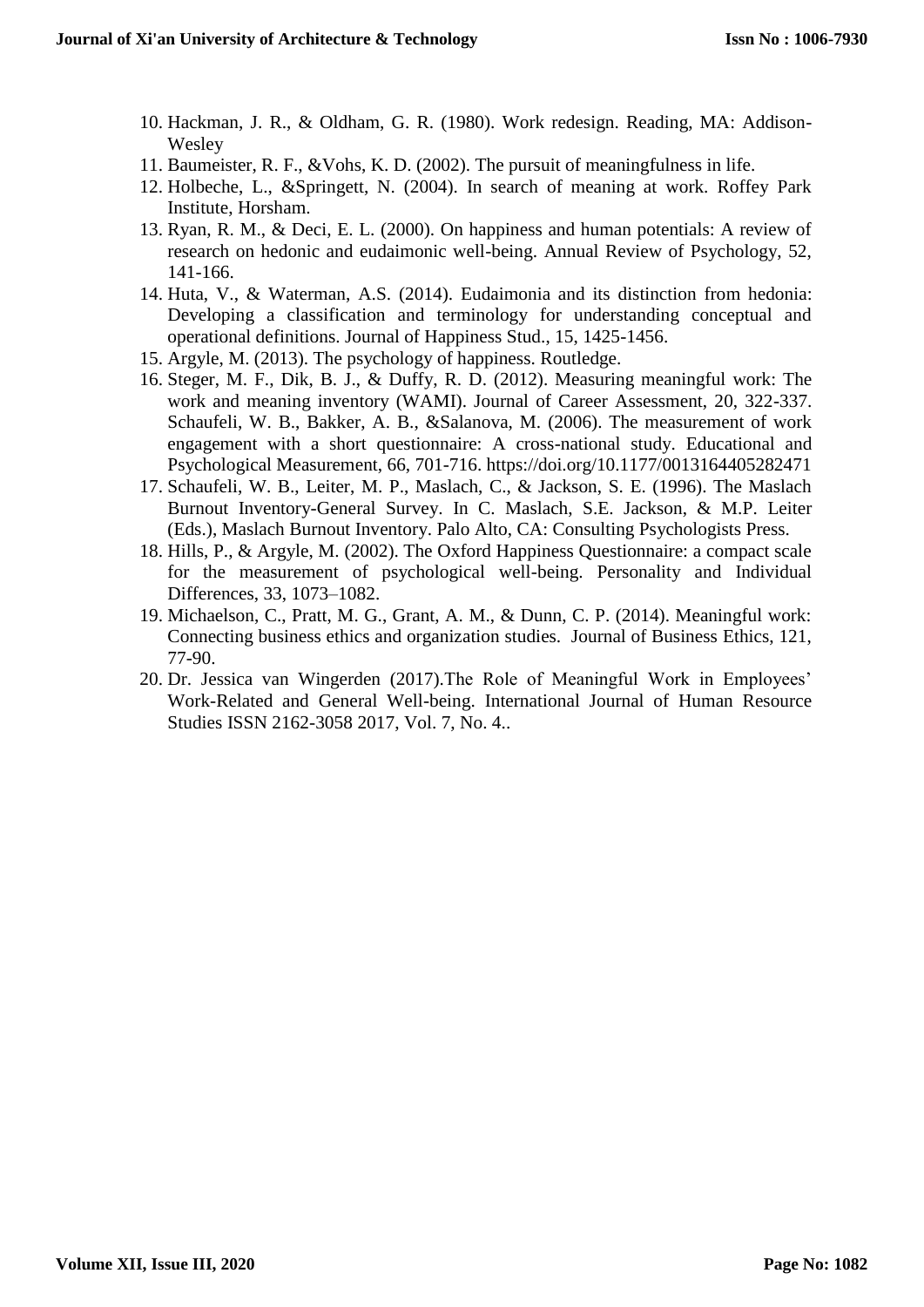10. Hackman, J. R., & Oldham, G. R. (1980). Work redesign. Reading, MA: Addison-Wesley
11. Baumeister, R. F., &Vohs, K. D. (2002). The pursuit of meaningfulness in life.
12. Holbeche, L., &Springett, N. (2004). In search of meaning at work. Roffey Park Institute, Horsham.
13. Ryan, R. M., & Deci, E. L. (2000). On happiness and human potentials: A review of research on hedonic and eudaimonic well-being. Annual Review of Psychology, 52, 141-166.
14. Huta, V., & Waterman, A.S. (2014). Eudaimonia and its distinction from hedonia: Developing a classification and terminology for understanding conceptual and operational definitions. Journal of Happiness Stud., 15, 1425-1456.
15. Argyle, M. (2013). The psychology of happiness. Routledge.
16. Steger, M. F., Dik, B. J., & Duffy, R. D. (2012). Measuring meaningful work: The work and meaning inventory (WAMI). Journal of Career Assessment, 20, 322-337. Schaufeli, W. B., Bakker, A. B., &Salanova, M. (2006). The measurement of work engagement with a short questionnaire: A cross-national study. Educational and Psychological Measurement, 66, 701-716. https://doi.org/10.1177/0013164405282471
17. Schaufeli, W. B., Leiter, M. P., Maslach, C., & Jackson, S. E. (1996). The Maslach Burnout Inventory-General Survey. In C. Maslach, S.E. Jackson, & M.P. Leiter (Eds.), Maslach Burnout Inventory. Palo Alto, CA: Consulting Psychologists Press.
18. Hills, P., & Argyle, M. (2002). The Oxford Happiness Questionnaire: a compact scale for the measurement of psychological well-being. Personality and Individual Differences, 33, 1073–1082.
19. Michaelson, C., Pratt, M. G., Grant, A. M., & Dunn, C. P. (2014). Meaningful work: Connecting business ethics and organization studies. Journal of Business Ethics, 121, 77-90.
20. Dr. Jessica van Wingerden (2017).The Role of Meaningful Work in Employees' Work-Related and General Well-being. International Journal of Human Resource Studies ISSN 2162-3058 2017, Vol. 7, No. 4..